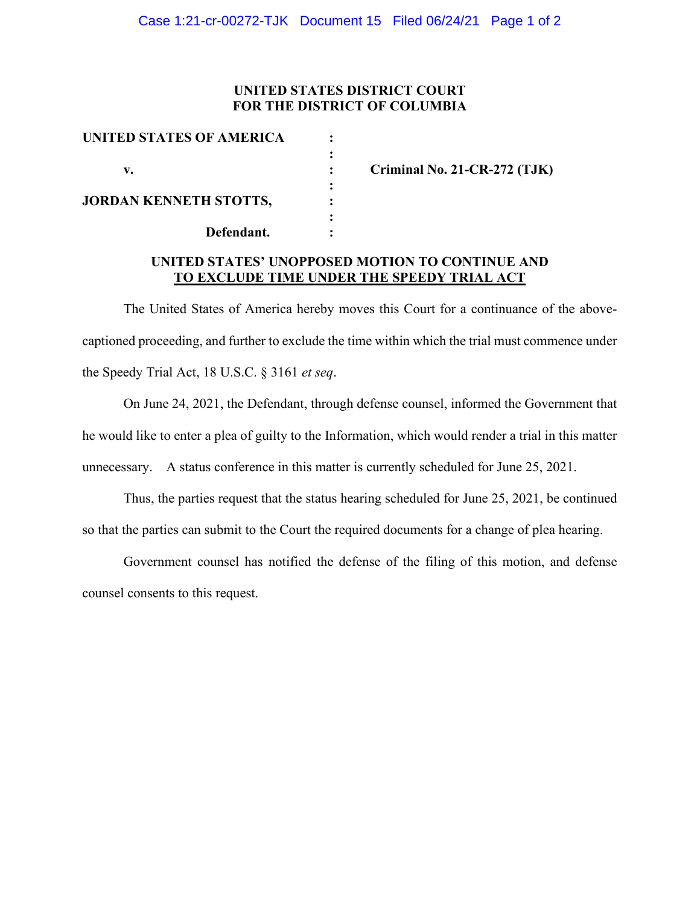**UNITED STATES DISTRICT COURT**
**FOR THE DISTRICT OF COLUMBIA**

| | | |
|---|---|---|
| **UNITED STATES OF AMERICA** | : | |
| | : | |
| **v.** | : | **Criminal No. 21-CR-272 (TJK)** |
| | : | |
| **JORDAN KENNETH STOTTS,** | : | |
| | : | |
| **Defendant.** | : | |

**UNITED STATES' UNOPPOSED MOTION TO CONTINUE AND**
**<u>TO EXCLUDE TIME UNDER THE SPEEDY TRIAL ACT</u>**

The United States of America hereby moves this Court for a continuance of the above-captioned proceeding, and further to exclude the time within which the trial must commence under the Speedy Trial Act, 18 U.S.C. § 3161 *et seq*.

On June 24, 2021, the Defendant, through defense counsel, informed the Government that he would like to enter a plea of guilty to the Information, which would render a trial in this matter unnecessary. A status conference in this matter is currently scheduled for June 25, 2021.

Thus, the parties request that the status hearing scheduled for June 25, 2021, be continued so that the parties can submit to the Court the required documents for a change of plea hearing.

Government counsel has notified the defense of the filing of this motion, and defense counsel consents to this request.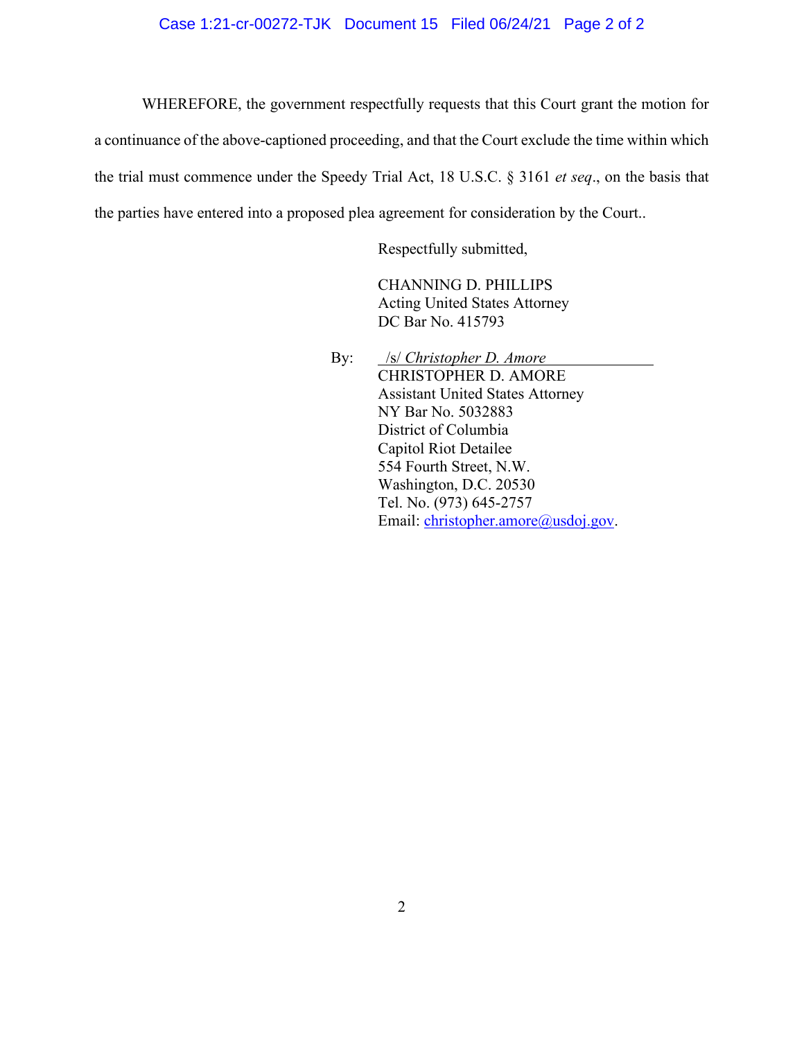WHEREFORE, the government respectfully requests that this Court grant the motion for a continuance of the above-captioned proceeding, and that the Court exclude the time within which the trial must commence under the Speedy Trial Act, 18 U.S.C. § 3161 *et seq*., on the basis that the parties have entered into a proposed plea agreement for consideration by the Court..

Respectfully submitted,

CHANNING D. PHILLIPS
Acting United States Attorney
DC Bar No. 415793

By: /s/ *Christopher D. Amore*
CHRISTOPHER D. AMORE
Assistant United States Attorney
NY Bar No. 5032883
District of Columbia
Capitol Riot Detailee
554 Fourth Street, N.W.
Washington, D.C. 20530
Tel. No. (973) 645-2757
Email: christopher.amore@usdoj.gov.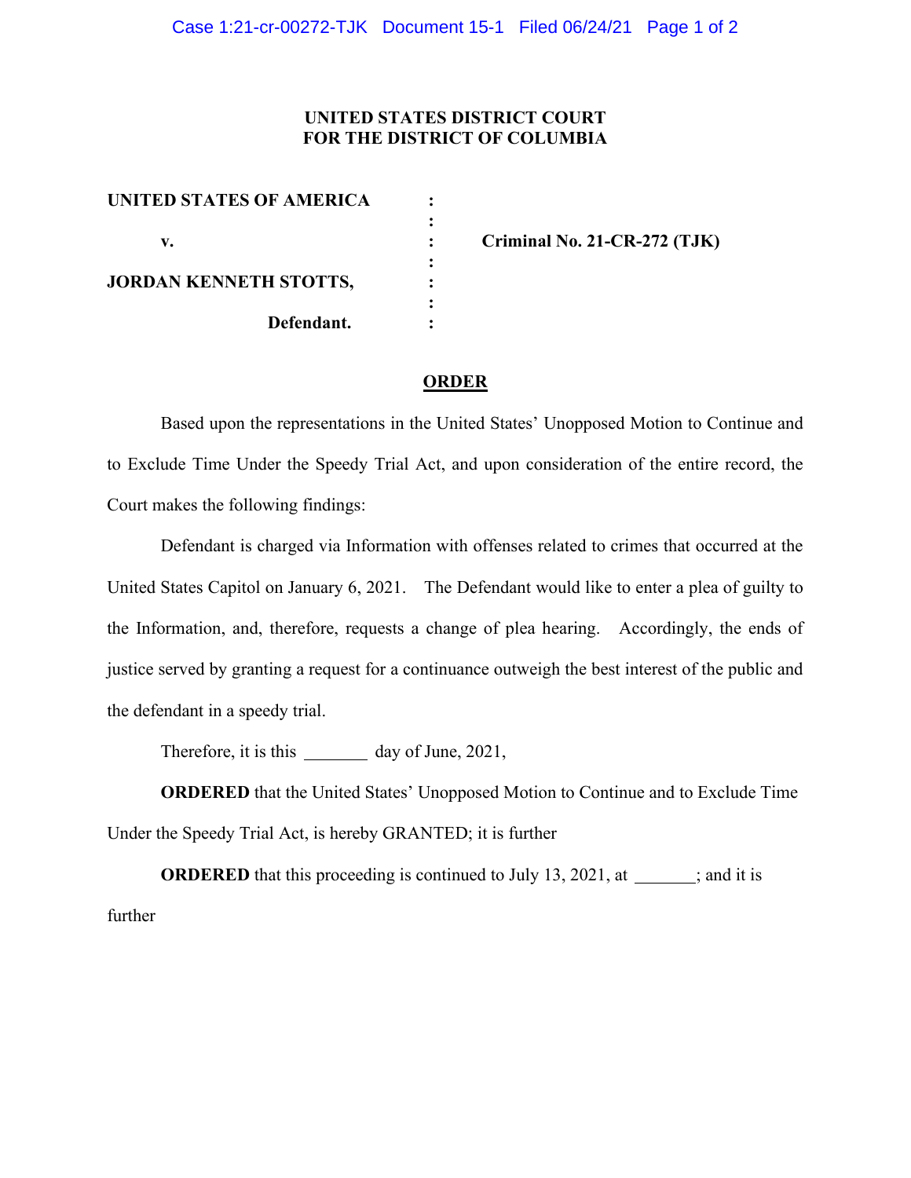**UNITED STATES DISTRICT COURT**
**FOR THE DISTRICT OF COLUMBIA**

| | | |
|---|---|---|
| **UNITED STATES OF AMERICA** | : | |
| | : | |
| **v.** | : | **Criminal No. 21-CR-272 (TJK)** |
| | : | |
| **JORDAN KENNETH STOTTS,** | : | |
| | : | |
| **Defendant.** | : | |

## ORDER

Based upon the representations in the United States' Unopposed Motion to Continue and to Exclude Time Under the Speedy Trial Act, and upon consideration of the entire record, the Court makes the following findings:

Defendant is charged via Information with offenses related to crimes that occurred at the United States Capitol on January 6, 2021. The Defendant would like to enter a plea of guilty to the Information, and, therefore, requests a change of plea hearing. Accordingly, the ends of justice served by granting a request for a continuance outweigh the best interest of the public and the defendant in a speedy trial.

Therefore, it is this _______ day of June, 2021,

**ORDERED** that the United States' Unopposed Motion to Continue and to Exclude Time Under the Speedy Trial Act, is hereby GRANTED; it is further

**ORDERED** that this proceeding is continued to July 13, 2021, at _______; and it is further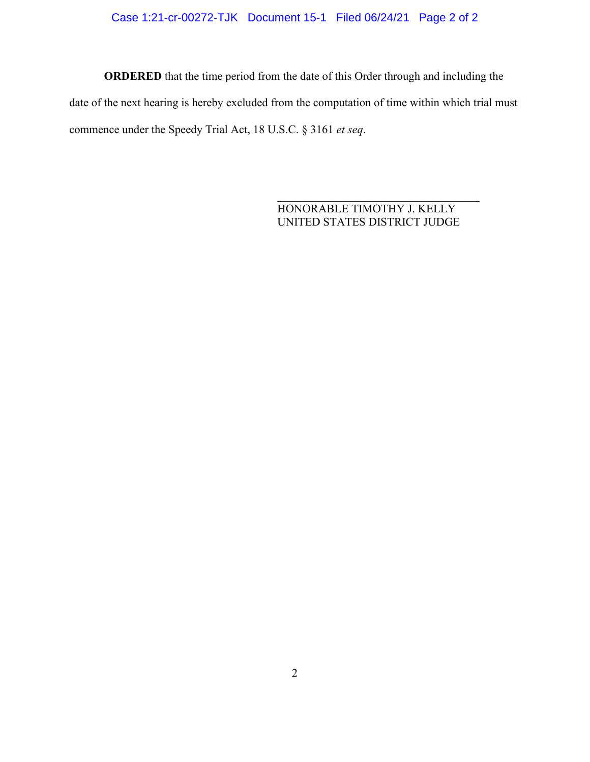**ORDERED** that the time period from the date of this Order through and including the date of the next hearing is hereby excluded from the computation of time within which trial must commence under the Speedy Trial Act, 18 U.S.C. § 3161 *et seq*.

\_\_\_\_\_\_\_\_\_\_\_\_\_\_\_\_\_\_\_\_\_\_\_\_\_\_\_\_\_\_\_\_\_\_\_\_
HONORABLE TIMOTHY J. KELLY
UNITED STATES DISTRICT JUDGE